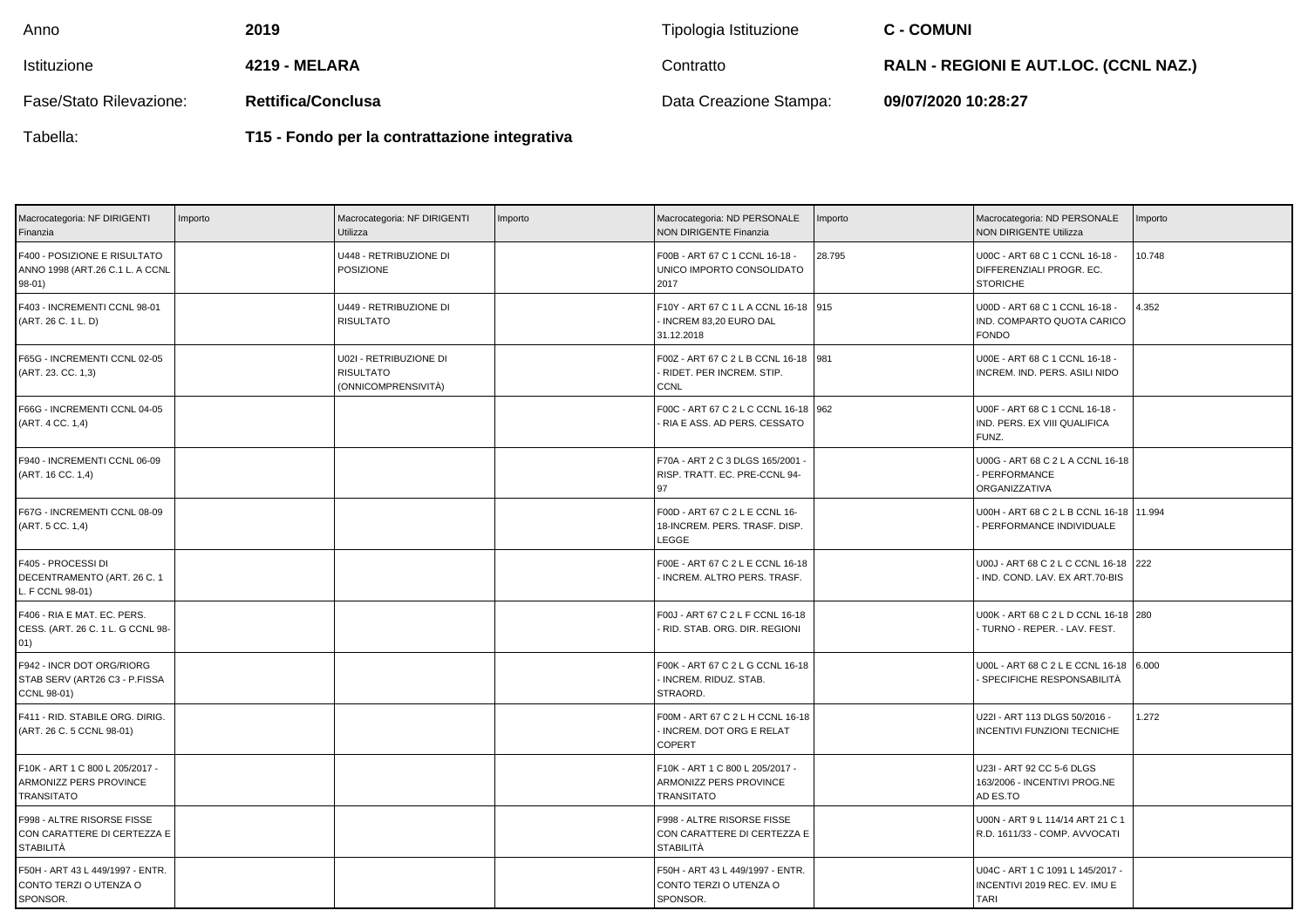| Anno | 2019 | Tipologia Istituzione | C - COMUNI |
|---|---|---|---|
| Istituzione | 4219 - MELARA | Contratto | RALN - REGIONI E AUT.LOC. (CCNL NAZ.) |
| Fase/Stato Rilevazione: | Rettifica/Conclusa | Data Creazione Stampa: | 09/07/2020 10:28:27 |
| Tabella: | T15 - Fondo per la contrattazione integrativa | | |

| Macrocategoria: NF DIRIGENTI Finanzia | Importo | Macrocategoria: NF DIRIGENTI Utilizza | Importo | Macrocategoria: ND PERSONALE NON DIRIGENTE Finanzia | Importo | Macrocategoria: ND PERSONALE NON DIRIGENTE Utilizza | Importo |
|---|---|---|---|---|---|---|---|
| F400 - POSIZIONE E RISULTATO ANNO 1998 (ART.26 C.1 L. A CCNL 98-01) | | U448 - RETRIBUZIONE DI POSIZIONE | | F00B - ART 67 C 1 CCNL 16-18 - UNICO IMPORTO CONSOLIDATO 2017 | 28.795 | U00C - ART 68 C 1 CCNL 16-18 - DIFFERENZIALI PROGR. EC. STORICHE | 10.748 |
| F403 - INCREMENTI CCNL 98-01 (ART. 26 C. 1 L. D) | | U449 - RETRIBUZIONE DI RISULTATO | | F10Y - ART 67 C 1 L A CCNL 16-18 - INCREM 83,20 EURO DAL 31.12.2018 | 915 | U00D - ART 68 C 1 CCNL 16-18 - IND. COMPARTO QUOTA CARICO FONDO | 4.352 |
| F65G - INCREMENTI CCNL 02-05 (ART. 23. CC. 1,3) | | U02I - RETRIBUZIONE DI RISULTATO (ONNICOMPRENSIVITÀ) | | F00Z - ART 67 C 2 L B CCNL 16-18 - RIDET. PER INCREM. STIP. CCNL | 981 | U00E - ART 68 C 1 CCNL 16-18 - INCREM. IND. PERS. ASILI NIDO | |
| F66G - INCREMENTI CCNL 04-05 (ART. 4 CC. 1,4) | | | | F00C - ART 67 C 2 L C CCNL 16-18 - RIA E ASS. AD PERS. CESSATO | 962 | U00F - ART 68 C 1 CCNL 16-18 - IND. PERS. EX VIII QUALIFICA FUNZ. | |
| F940 - INCREMENTI CCNL 06-09 (ART. 16 CC. 1,4) | | | | F70A - ART 2 C 3 DLGS 165/2001 - RISP. TRATT. EC. PRE-CCNL 94-97 | | U00G - ART 68 C 2 L A CCNL 16-18 - PERFORMANCE ORGANIZZATIVA | |
| F67G - INCREMENTI CCNL 08-09 (ART. 5 CC. 1,4) | | | | F00D - ART 67 C 2 L E CCNL 16-18-INCREM. PERS. TRASF. DISP. LEGGE | | U00H - ART 68 C 2 L B CCNL 16-18 - PERFORMANCE INDIVIDUALE | 11.994 |
| F405 - PROCESSI DI DECENTRAMENTO (ART. 26 C. 1 L. F CCNL 98-01) | | | | F00E - ART 67 C 2 L E CCNL 16-18 - INCREM. ALTRO PERS. TRASF. | | U00J - ART 68 C 2 L C CCNL 16-18 - IND. COND. LAV. EX ART.70-BIS | 222 |
| F406 - RIA E MAT. EC. PERS. CESS. (ART. 26 C. 1 L. G CCNL 98-01) | | | | F00J - ART 67 C 2 L F CCNL 16-18 - RID. STAB. ORG. DIR. REGIONI | | U00K - ART 68 C 2 L D CCNL 16-18 - TURNO - REPER. - LAV. FEST. | 280 |
| F942 - INCR DOT ORG/RIORG STAB SERV (ART26 C3 - P.FISSA CCNL 98-01) | | | | F00K - ART 67 C 2 L G CCNL 16-18 - INCREM. RIDUZ. STAB. STRAORD. | | U00L - ART 68 C 2 L E CCNL 16-18 - SPECIFICHE RESPONSABILITÀ | 6.000 |
| F411 - RID. STABILE ORG. DIRIG. (ART. 26 C. 5 CCNL 98-01) | | | | F00M - ART 67 C 2 L H CCNL 16-18 - INCREM. DOT ORG E RELAT COPERT | | U22I - ART 113 DLGS 50/2016 - INCENTIVI FUNZIONI TECNICHE | 1.272 |
| F10K - ART 1 C 800 L 205/2017 - ARMONIZZ PERS PROVINCE TRANSITATO | | | | F10K - ART 1 C 800 L 205/2017 - ARMONIZZ PERS PROVINCE TRANSITATO | | U23I - ART 92 CC 5-6 DLGS 163/2006 - INCENTIVI PROG.NE AD ES.TO | |
| F998 - ALTRE RISORSE FISSE CON CARATTERE DI CERTEZZA E STABILITÀ | | | | F998 - ALTRE RISORSE FISSE CON CARATTERE DI CERTEZZA E STABILITÀ | | U00N - ART 9 L 114/14 ART 21 C 1 R.D. 1611/33 - COMP. AVVOCATI | |
| F50H - ART 43 L 449/1997 - ENTR. CONTO TERZI O UTENZA O SPONSOR. | | | | F50H - ART 43 L 449/1997 - ENTR. CONTO TERZI O UTENZA O SPONSOR. | | U04C - ART 1 C 1091 L 145/2017 - INCENTIVI 2019 REC. EV. IMU E TARI | |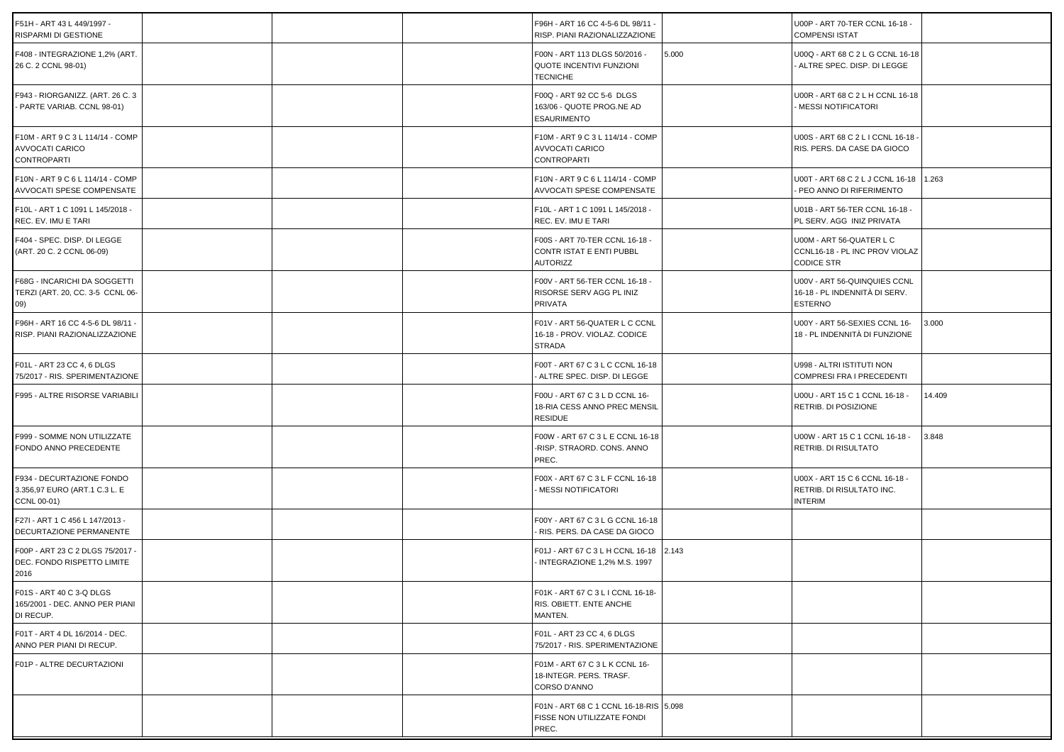| | | | | | | | |
|---|---|---|---|---|---|---|---|
| F51H - ART 43 L 449/1997 - RISPARMI DI GESTIONE | | | | F96H - ART 16 CC 4-5-6 DL 98/11 - RISP. PIANI RAZIONALIZZAZIONE | | U00P - ART 70-TER CCNL 16-18 - COMPENSI ISTAT | |
| F408 - INTEGRAZIONE 1,2% (ART. 26 C. 2 CCNL 98-01) | | | | F00N - ART 113 DLGS 50/2016 - QUOTE INCENTIVI FUNZIONI TECNICHE | 5.000 | U00Q - ART 68 C 2 L G CCNL 16-18 - ALTRE SPEC. DISP. DI LEGGE | |
| F943 - RIORGANIZZ. (ART. 26 C. 3 - PARTE VARIAB. CCNL 98-01) | | | | F00Q - ART 92 CC 5-6 DLGS 163/06 - QUOTE PROG.NE AD ESAURIMENTO | | U00R - ART 68 C 2 L H CCNL 16-18 - MESSI NOTIFICATORI | |
| F10M - ART 9 C 3 L 114/14 - COMP AVVOCATI CARICO CONTROPARTI | | | | F10M - ART 9 C 3 L 114/14 - COMP AVVOCATI CARICO CONTROPARTI | | U00S - ART 68 C 2 L I CCNL 16-18 - RIS. PERS. DA CASE DA GIOCO | |
| F10N - ART 9 C 6 L 114/14 - COMP AVVOCATI SPESE COMPENSATE | | | | F10N - ART 9 C 6 L 114/14 - COMP AVVOCATI SPESE COMPENSATE | | U00T - ART 68 C 2 L J CCNL 16-18 - PEO ANNO DI RIFERIMENTO | 1.263 |
| F10L - ART 1 C 1091 L 145/2018 - REC. EV. IMU E TARI | | | | F10L - ART 1 C 1091 L 145/2018 - REC. EV. IMU E TARI | | U01B - ART 56-TER CCNL 16-18 - PL SERV. AGG INIZ PRIVATA | |
| F404 - SPEC. DISP. DI LEGGE (ART. 20 C. 2 CCNL 06-09) | | | | F00S - ART 70-TER CCNL 16-18 - CONTR ISTAT E ENTI PUBBL AUTORIZZ | | U00M - ART 56-QUATER L C CCNL16-18 - PL INC PROV VIOLAZ CODICE STR | |
| F68G - INCARICHI DA SOGGETTI TERZI (ART. 20, CC. 3-5 CCNL 06-09) | | | | F00V - ART 56-TER CCNL 16-18 - RISORSE SERV AGG PL INIZ PRIVATA | | U00V - ART 56-QUINQUIES CCNL 16-18 - PL INDENNITÀ DI SERV. ESTERNO | |
| F96H - ART 16 CC 4-5-6 DL 98/11 - RISP. PIANI RAZIONALIZZAZIONE | | | | F01V - ART 56-QUATER L C CCNL 16-18 - PROV. VIOLAZ. CODICE STRADA | | U00Y - ART 56-SEXIES CCNL 16-18 - PL INDENNITÀ DI FUNZIONE | 3.000 |
| F01L - ART 23 CC 4, 6 DLGS 75/2017 - RIS. SPERIMENTAZIONE | | | | F00T - ART 67 C 3 L C CCNL 16-18 - ALTRE SPEC. DISP. DI LEGGE | | U998 - ALTRI ISTITUTI NON COMPRESI FRA I PRECEDENTI | |
| F995 - ALTRE RISORSE VARIABILI | | | | F00U - ART 67 C 3 L D CCNL 16-18-RIA CESS ANNO PREC MENSIL RESIDUE | | U00U - ART 15 C 1 CCNL 16-18 - RETRIB. DI POSIZIONE | 14.409 |
| F999 - SOMME NON UTILIZZATE FONDO ANNO PRECEDENTE | | | | F00W - ART 67 C 3 L E CCNL 16-18 -RISP. STRAORD. CONS. ANNO PREC. | | U00W - ART 15 C 1 CCNL 16-18 - RETRIB. DI RISULTATO | 3.848 |
| F934 - DECURTAZIONE FONDO 3.356,97 EURO (ART.1 C.3 L. E CCNL 00-01) | | | | F00X - ART 67 C 3 L F CCNL 16-18 - MESSI NOTIFICATORI | | U00X - ART 15 C 6 CCNL 16-18 - RETRIB. DI RISULTATO INC. INTERIM | |
| F27I - ART 1 C 456 L 147/2013 - DECURTAZIONE PERMANENTE | | | | F00Y - ART 67 C 3 L G CCNL 16-18 - RIS. PERS. DA CASE DA GIOCO | | | |
| F00P - ART 23 C 2 DLGS 75/2017 - DEC. FONDO RISPETTO LIMITE 2016 | | | | F01J - ART 67 C 3 L H CCNL 16-18 - INTEGRAZIONE 1,2% M.S. 1997 | 2.143 | | |
| F01S - ART 40 C 3-Q DLGS 165/2001 - DEC. ANNO PER PIANI DI RECUP. | | | | F01K - ART 67 C 3 L I CCNL 16-18- RIS. OBIETT. ENTE ANCHE MANTEN. | | | |
| F01T - ART 4 DL 16/2014 - DEC. ANNO PER PIANI DI RECUP. | | | | F01L - ART 23 CC 4, 6 DLGS 75/2017 - RIS. SPERIMENTAZIONE | | | |
| F01P - ALTRE DECURTAZIONI | | | | F01M - ART 67 C 3 L K CCNL 16-18-INTEGR. PERS. TRASF. CORSO D'ANNO | | | |
| | | | | F01N - ART 68 C 1 CCNL 16-18-RIS FISSE NON UTILIZZATE FONDI PREC. | 5.098 | | |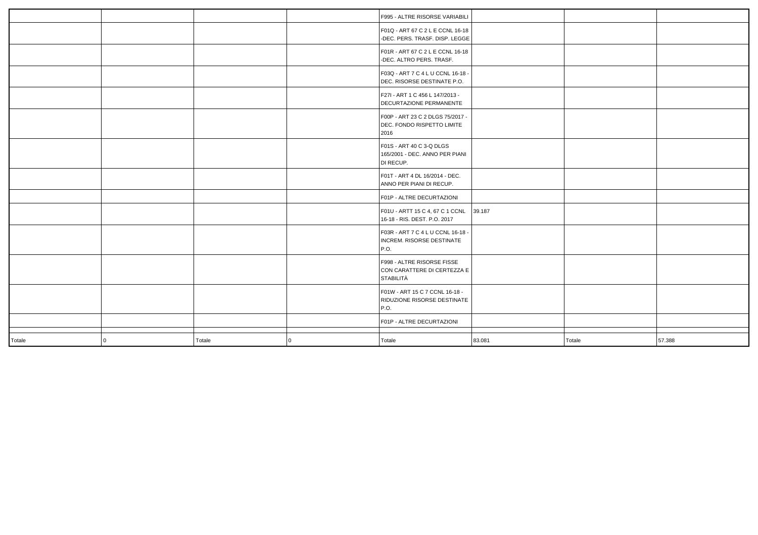| | | | | | | | |
|---|---|---|---|---|---|---|---|
| | | | | F995 - ALTRE RISORSE VARIABILI | | | |
| | | | | F01Q - ART 67 C 2 L E CCNL 16-18 -DEC. PERS. TRASF. DISP. LEGGE | | | |
| | | | | F01R - ART 67 C 2 L E CCNL 16-18 -DEC. ALTRO PERS. TRASF. | | | |
| | | | | F03Q - ART 7 C 4 L U CCNL 16-18 - DEC. RISORSE DESTINATE P.O. | | | |
| | | | | F27I - ART 1 C 456 L 147/2013 - DECURTAZIONE PERMANENTE | | | |
| | | | | F00P - ART 23 C 2 DLGS 75/2017 - DEC. FONDO RISPETTO LIMITE 2016 | | | |
| | | | | F01S - ART 40 C 3-Q DLGS 165/2001 - DEC. ANNO PER PIANI DI RECUP. | | | |
| | | | | F01T - ART 4 DL 16/2014 - DEC. ANNO PER PIANI DI RECUP. | | | |
| | | | | F01P - ALTRE DECURTAZIONI | | | |
| | | | | F01U - ARTT 15 C 4, 67 C 1 CCNL 16-18 - RIS. DEST. P.O. 2017 | 39.187 | | |
| | | | | F03R - ART 7 C 4 L U CCNL 16-18 - INCREM. RISORSE DESTINATE P.O. | | | |
| | | | | F998 - ALTRE RISORSE FISSE CON CARATTERE DI CERTEZZA E STABILITÀ | | | |
| | | | | F01W - ART 15 C 7 CCNL 16-18 - RIDUZIONE RISORSE DESTINATE P.O. | | | |
| | | | | F01P - ALTRE DECURTAZIONI | | | |
| | | | | | | | |
| Totale | 0 | Totale | 0 | Totale | 83.081 | Totale | 57.388 |